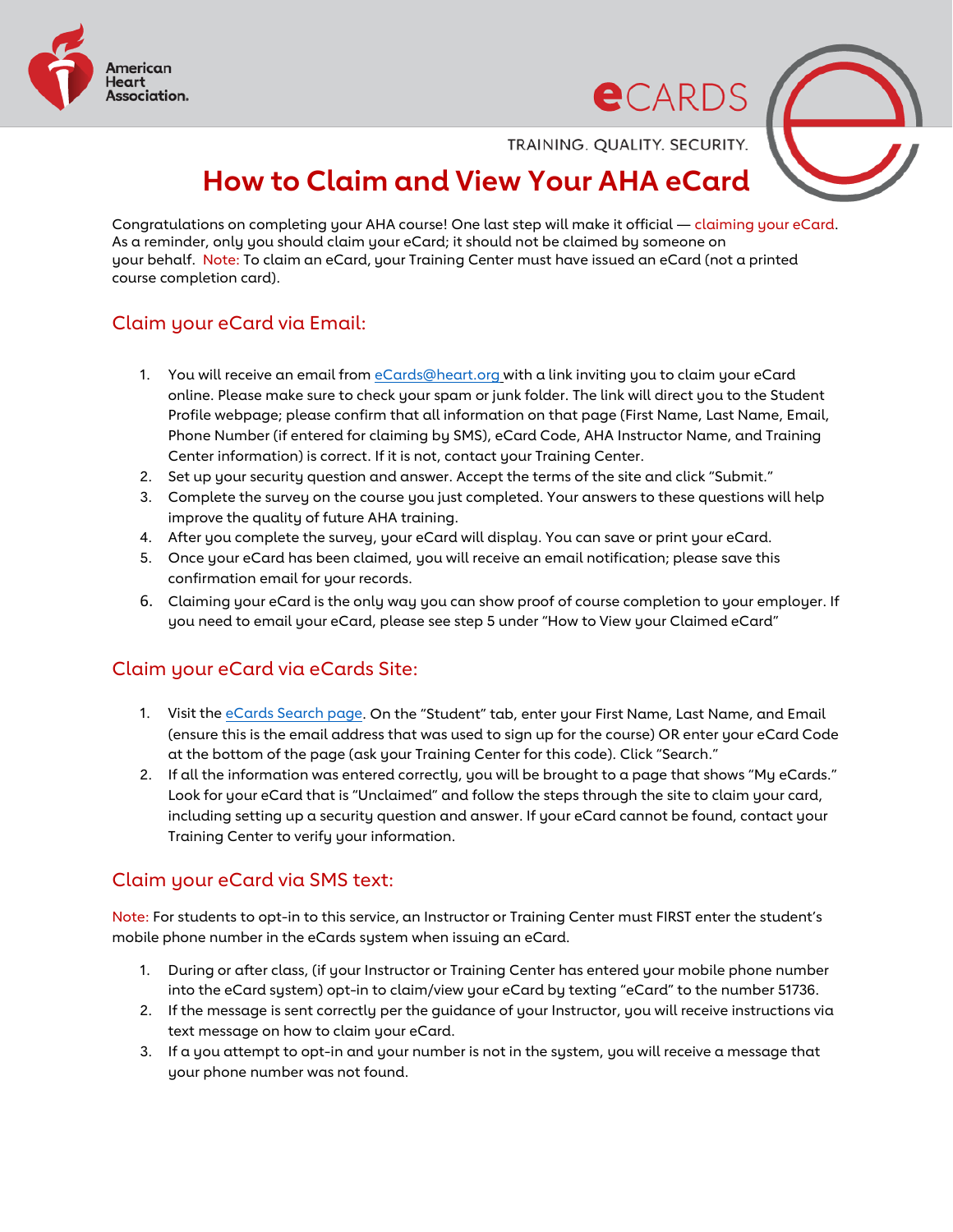# How to Claim and View Your AHA eCard

Congratulations on completing your AHA course! One last step will make it official — claiming your eCard. As a reminder, only you should claim your eCard; it should not be claimed by someone on your behalf. Note: To claim an eCard, your Training Center must have issued an eCard (not a printed course completion card).

## Claim your eCard via Email:

1. You will receive an email from eCards@heart.org with a link inviting you to claim your eCard online. Please make sure to check your spam or junk folder. The link will direct you to the Student Profile webpage; please confirm that all information on that page (First Name, Last Name, Email, Phone Number (if entered for claiming by SMS), eCard Code, AHA Instructor Name, and Training Center information) is correct. If it is not, contact your Training Center.
2. Set up your security question and answer. Accept the terms of the site and click "Submit."
3. Complete the survey on the course you just completed. Your answers to these questions will help improve the quality of future AHA training.
4. After you complete the survey, your eCard will display. You can save or print your eCard.
5. Once your eCard has been claimed, you will receive an email notification; please save this confirmation email for your records.
6. Claiming your eCard is the only way you can show proof of course completion to your employer. If you need to email your eCard, please see step 5 under "How to View your Claimed eCard"

## Claim your eCard via eCards Site:

1. Visit the eCards Search page. On the "Student" tab, enter your First Name, Last Name, and Email (ensure this is the email address that was used to sign up for the course) OR enter your eCard Code at the bottom of the page (ask your Training Center for this code). Click "Search."
2. If all the information was entered correctly, you will be brought to a page that shows "My eCards." Look for your eCard that is "Unclaimed" and follow the steps through the site to claim your card, including setting up a security question and answer. If your eCard cannot be found, contact your Training Center to verify your information.

## Claim your eCard via SMS text:

Note: For students to opt-in to this service, an Instructor or Training Center must FIRST enter the student's mobile phone number in the eCards system when issuing an eCard.

1. During or after class, (if your Instructor or Training Center has entered your mobile phone number into the eCard system) opt-in to claim/view your eCard by texting "eCard" to the number 51736.
2. If the message is sent correctly per the guidance of your Instructor, you will receive instructions via text message on how to claim your eCard.
3. If a you attempt to opt-in and your number is not in the system, you will receive a message that your phone number was not found.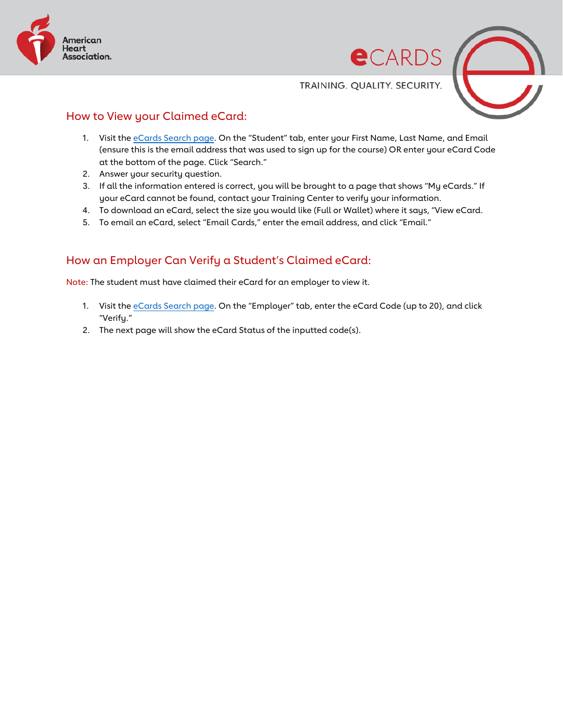## How to View your Claimed eCard:

1. Visit the eCards Search page. On the "Student" tab, enter your First Name, Last Name, and Email (ensure this is the email address that was used to sign up for the course) OR enter your eCard Code at the bottom of the page. Click "Search."
2. Answer your security question.
3. If all the information entered is correct, you will be brought to a page that shows "My eCards." If your eCard cannot be found, contact your Training Center to verify your information.
4. To download an eCard, select the size you would like (Full or Wallet) where it says, "View eCard.
5. To email an eCard, select "Email Cards," enter the email address, and click "Email."

## How an Employer Can Verify a Student's Claimed eCard:

Note: The student must have claimed their eCard for an employer to view it.

1. Visit the eCards Search page. On the "Employer" tab, enter the eCard Code (up to 20), and click "Verify."
2. The next page will show the eCard Status of the inputted code(s).